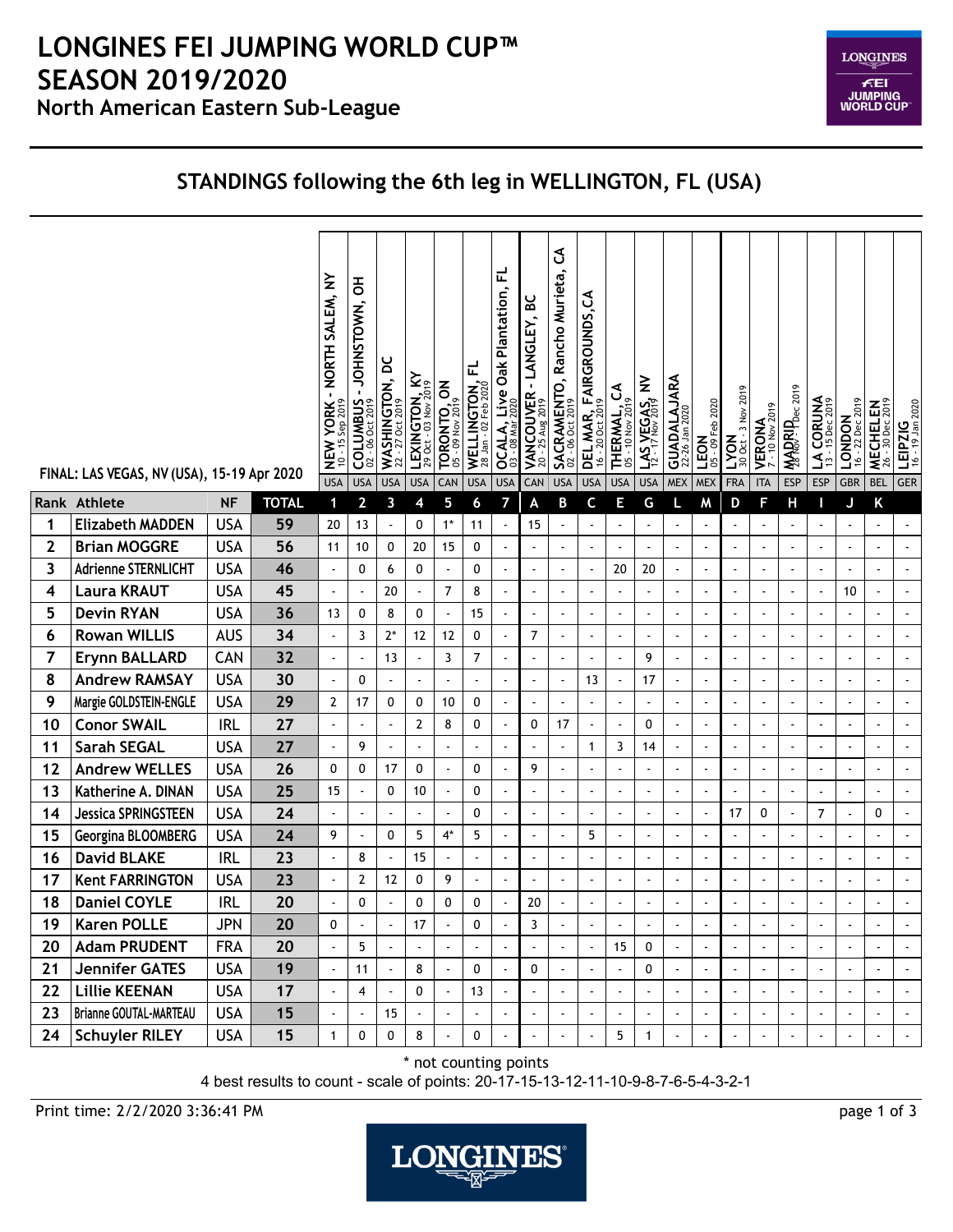# LONGINES FEI JUMPING WORLD CUP™ SEASON 2019/2020

## North American Eastern Sub-League

### STANDINGS following the 6th leg in WELLINGTON, FL (USA)

FINAL: LAS VEGAS, NV (USA), 15-19 Apr 2020

| | | | | NEW YORK - NORTH SALEM, NY 10 - 15 Sep 2019 | COLUMBUS - JOHNSTOWN, OH 02 - 06 Oct 2019 | WASHINGTON, DC 22 - 27 Oct 2019 | LEXINGTON, KY 29 Oct - 03 Nov 2019 | TORONTO, ON 05 - 09 Nov 2019 | WELLINGTON, FL 28 Jan - 02 Feb 2020 | OCALA, Live Oak Plantation, FL 03 - 08 Mar 2020 | VANCOUVER - LANGLEY, BC 20 - 25 Aug 2019 | SACRAMENTO, Rancho Murieta, CA 02 - 06 Oct 2019 | DEL MAR, FAIRGROUNDS,CA 16 - 20 Oct 2019 | THERMAL, CA 05 - 10 Nov 2019 | LAS VEGAS, NV 12 - 17 Nov 2019 | GUADALAJARA 22-26 Jan 2020 | LEON 05 - 09 Feb 2020 | LYON 30 Oct - 3 Nov 2019 | VERONA 7 - 10 Nov 2019 | MADRID 28 Nov - 1 Dec 2019 | LA CORUNA 13 - 15 Dec 2019 | LONDON 16 - 22 Dec 2019 | MECHELEN 26 - 30 Dec 2019 | LEIPZIG 16 - 19 Jan 2020 |
|---|---|---|---|---|---|---|---|---|---|---|---|---|---|---|---|---|---|---|---|---|---|---|---|---|
| | | | | USA | USA | USA | USA | CAN | USA | USA | CAN | USA | USA | USA | USA | MEX | MEX | FRA | ITA | ESP | ESP | GBR | BEL | GER |
| **Rank** | **Athlete** | **NF** | **TOTAL** | **1** | **2** | **3** | **4** | **5** | **6** | **7** | **A** | **B** | **C** | **E** | **G** | **L** | **M** | **D** | **F** | **H** | **I** | **J** | **K** | |
| 1 | Elizabeth MADDEN | USA | 59 | 20 | 13 | - | 0 | 1* | 11 | - | 15 | - | - | - | - | - | - | - | - | - | - | - | - | - |
| 2 | Brian MOGGRE | USA | 56 | 11 | 10 | 0 | 20 | 15 | 0 | - | - | - | - | - | - | - | - | - | - | - | - | - | - | - |
| 3 | Adrienne STERNLICHT | USA | 46 | - | 0 | 6 | 0 | - | 0 | - | - | - | - | 20 | 20 | - | - | - | - | - | - | - | - | - |
| 4 | Laura KRAUT | USA | 45 | - | - | 20 | - | 7 | 8 | - | - | - | - | - | - | - | - | - | - | - | - | 10 | - | - |
| 5 | Devin RYAN | USA | 36 | 13 | 0 | 8 | 0 | - | 15 | - | - | - | - | - | - | - | - | - | - | - | - | - | - | - |
| 6 | Rowan WILLIS | AUS | 34 | - | 3 | 2* | 12 | 12 | 0 | - | 7 | - | - | - | - | - | - | - | - | - | - | - | - | - |
| 7 | Erynn BALLARD | CAN | 32 | - | - | 13 | - | 3 | 7 | - | - | - | - | - | 9 | - | - | - | - | - | - | - | - | - |
| 8 | Andrew RAMSAY | USA | 30 | - | 0 | - | - | - | - | - | - | - | 13 | - | 17 | - | - | - | - | - | - | - | - | - |
| 9 | Margie GOLDSTEIN-ENGLE | USA | 29 | 2 | 17 | 0 | 0 | 10 | 0 | - | - | - | - | - | - | - | - | - | - | - | - | - | - | - |
| 10 | Conor SWAIL | IRL | 27 | - | - | - | 2 | 8 | 0 | - | 0 | 17 | - | - | 0 | - | - | - | - | - | - | - | - | - |
| 11 | Sarah SEGAL | USA | 27 | - | 9 | - | - | - | - | - | - | - | 1 | 3 | 14 | - | - | - | - | - | - | - | - | - |
| 12 | Andrew WELLES | USA | 26 | 0 | 0 | 17 | 0 | - | 0 | - | 9 | - | - | - | - | - | - | - | - | - | - | - | - | - |
| 13 | Katherine A. DINAN | USA | 25 | 15 | - | 0 | 10 | - | 0 | - | - | - | - | - | - | - | - | - | - | - | - | - | - | - |
| 14 | Jessica SPRINGSTEEN | USA | 24 | - | - | - | - | - | 0 | - | - | - | - | - | - | - | - | 17 | 0 | - | 7 | - | 0 | - |
| 15 | Georgina BLOOMBERG | USA | 24 | 9 | - | 0 | 5 | 4* | 5 | - | - | - | 5 | - | - | - | - | - | - | - | - | - | - | - |
| 16 | David BLAKE | IRL | 23 | - | 8 | - | 15 | - | - | - | - | - | - | - | - | - | - | - | - | - | - | - | - | - |
| 17 | Kent FARRINGTON | USA | 23 | - | 2 | 12 | 0 | 9 | - | - | - | - | - | - | - | - | - | - | - | - | - | - | - | - |
| 18 | Daniel COYLE | IRL | 20 | - | 0 | - | 0 | 0 | 0 | - | 20 | - | - | - | - | - | - | - | - | - | - | - | - | - |
| 19 | Karen POLLE | JPN | 20 | 0 | - | - | 17 | - | 0 | - | 3 | - | - | - | - | - | - | - | - | - | - | - | - | - |
| 20 | Adam PRUDENT | FRA | 20 | - | 5 | - | - | - | - | - | - | - | - | 15 | 0 | - | - | - | - | - | - | - | - | - |
| 21 | Jennifer GATES | USA | 19 | - | 11 | - | 8 | - | 0 | - | 0 | - | - | - | 0 | - | - | - | - | - | - | - | - | - |
| 22 | Lillie KEENAN | USA | 17 | - | 4 | - | 0 | - | 13 | - | - | - | - | - | - | - | - | - | - | - | - | - | - | - |
| 23 | Brianne GOUTAL-MARTEAU | USA | 15 | - | - | 15 | - | - | - | - | - | - | - | - | - | - | - | - | - | - | - | - | - | - |
| 24 | Schuyler RILEY | USA | 15 | 1 | 0 | 0 | 8 | - | 0 | - | - | - | - | 5 | 1 | - | - | - | - | - | - | - | - | - |

\* not counting points

4 best results to count - scale of points: 20-17-15-13-12-11-10-9-8-7-6-5-4-3-2-1

Print time: 2/2/2020 3:36:41 PM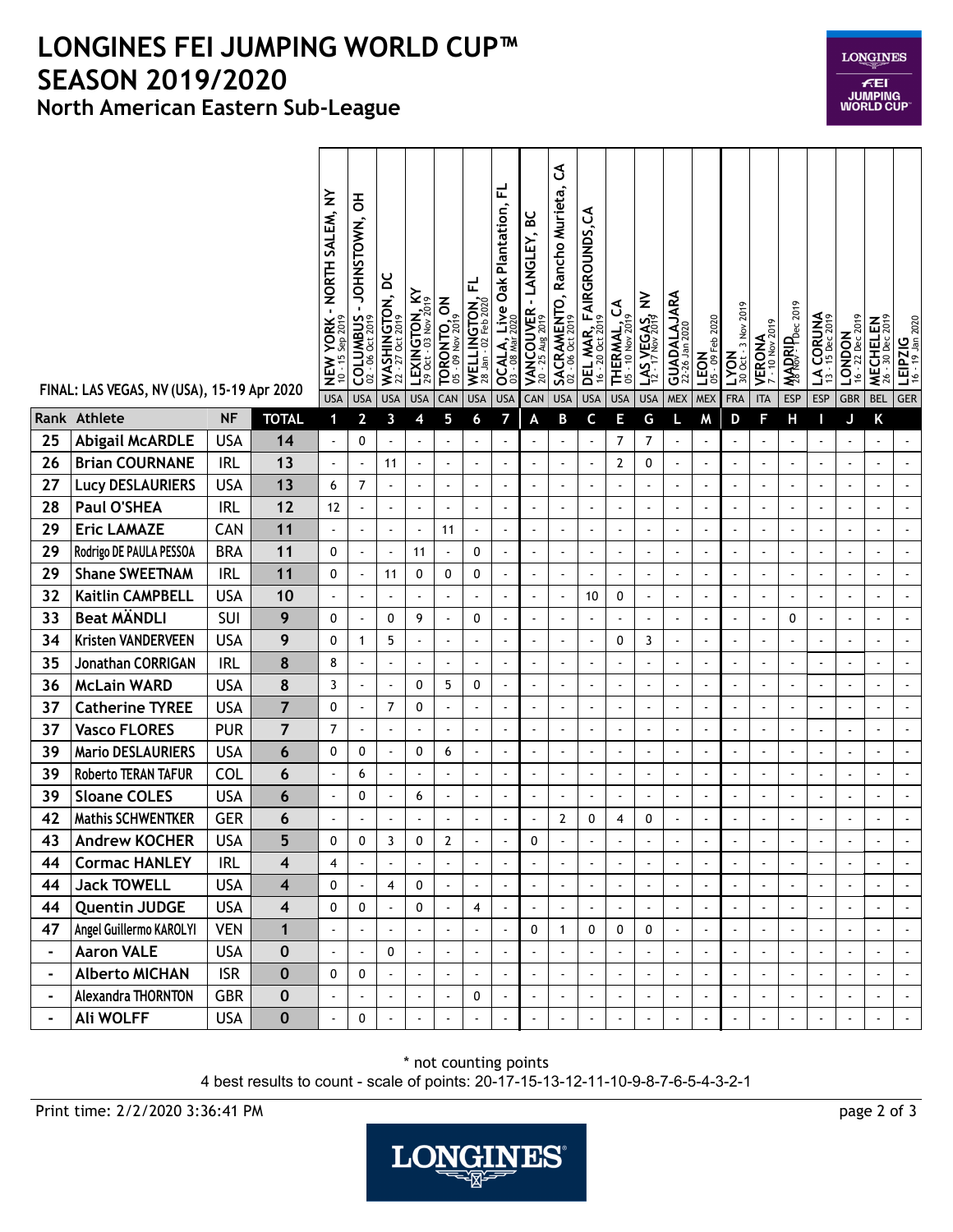# LONGINES FEI JUMPING WORLD CUP™ SEASON 2019/2020

## North American Eastern Sub-League

FINAL: LAS VEGAS, NV (USA), 15-19 Apr 2020

| Rank | Athlete | NF | TOTAL | 1 NEW YORK - NORTH SALEM, NY 10 - 15 Sep 2019 USA | 2 COLUMBUS - JOHNSTOWN, OH 02 - 06 Oct 2019 USA | 3 WASHINGTON, DC 22 - 27 Oct 2019 USA | 4 LEXINGTON, KY 29 Oct - 03 Nov 2019 USA | 5 TORONTO, ON 05 - 09 Nov 2019 CAN | 6 WELLINGTON, FL 28 Jan - 02 Feb 2020 USA | 7 OCALA, Live Oak Plantation, FL 03 - 08 Mar 2020 USA | A VANCOUVER - LANGLEY, BC 20 - 25 Aug 2019 CAN | B SACRAMENTO, Rancho Murieta, CA 02 - 06 Oct 2019 USA | C DEL MAR, FAIRGROUNDS,CA 16 - 20 Oct 2019 USA | E THERMAL, CA 05 - 10 Nov 2019 USA | G LAS VEGAS, NV 12 - 17 Nov 2019 USA | L GUADALAJARA 22-26 Jan 2020 MEX | M LEON 05 - 09 Feb 2020 MEX | D LYON 30 Oct - 3 Nov 2019 FRA | F VERONA 7 - 10 Nov 2019 ITA | H MADRID 28 Nov - 1 Dec 2019 ESP | I LA CORUNA 13 - 15 Dec 2019 ESP | J LONDON 16 - 22 Dec 2019 GBR | K MECHELEN 26 - 30 Dec 2019 BEL | LEIPZIG 16 - 19 Jan 2020 GER |
|---|---|---|---|---|---|---|---|---|---|---|---|---|---|---|---|---|---|---|---|---|---|---|---|---|
| 25 | Abigail McARDLE | USA | 14 | - | 0 | - | - | - | - | - | - | - | - | 7 | 7 | - | - | - | - | - | - | - | - | - |
| 26 | Brian COURNANE | IRL | 13 | - | - | 11 | - | - | - | - | - | - | - | 2 | 0 | - | - | - | - | - | - | - | - | - |
| 27 | Lucy DESLAURIERS | USA | 13 | 6 | 7 | - | - | - | - | - | - | - | - | - | - | - | - | - | - | - | - | - | - | - |
| 28 | Paul O'SHEA | IRL | 12 | 12 | - | - | - | - | - | - | - | - | - | - | - | - | - | - | - | - | - | - | - | - |
| 29 | Eric LAMAZE | CAN | 11 | - | - | - | - | 11 | - | - | - | - | - | - | - | - | - | - | - | - | - | - | - | - |
| 29 | Rodrigo DE PAULA PESSOA | BRA | 11 | 0 | - | - | 11 | - | 0 | - | - | - | - | - | - | - | - | - | - | - | - | - | - | - |
| 29 | Shane SWEETNAM | IRL | 11 | 0 | - | 11 | 0 | 0 | 0 | - | - | - | - | - | - | - | - | - | - | - | - | - | - | - |
| 32 | Kaitlin CAMPBELL | USA | 10 | - | - | - | - | - | - | - | - | - | 10 | 0 | - | - | - | - | - | - | - | - | - | - |
| 33 | Beat MÄNDLI | SUI | 9 | 0 | - | 0 | 9 | - | 0 | - | - | - | - | - | - | - | - | - | - | 0 | - | - | - | - |
| 34 | Kristen VANDERVEEN | USA | 9 | 0 | 1 | 5 | - | - | - | - | - | - | - | 0 | 3 | - | - | - | - | - | - | - | - | - |
| 35 | Jonathan CORRIGAN | IRL | 8 | 8 | - | - | - | - | - | - | - | - | - | - | - | - | - | - | - | - | - | - | - | - |
| 36 | McLain WARD | USA | 8 | 3 | - | - | 0 | 5 | 0 | - | - | - | - | - | - | - | - | - | - | - | - | - | - | - |
| 37 | Catherine TYREE | USA | 7 | 0 | - | 7 | 0 | - | - | - | - | - | - | - | - | - | - | - | - | - | - | - | - | - |
| 37 | Vasco FLORES | PUR | 7 | 7 | - | - | - | - | - | - | - | - | - | - | - | - | - | - | - | - | - | - | - | - |
| 39 | Mario DESLAURIERS | USA | 6 | 0 | 0 | - | 0 | 6 | - | - | - | - | - | - | - | - | - | - | - | - | - | - | - | - |
| 39 | Roberto TERAN TAFUR | COL | 6 | - | 6 | - | - | - | - | - | - | - | - | - | - | - | - | - | - | - | - | - | - | - |
| 39 | Sloane COLES | USA | 6 | - | 0 | - | 6 | - | - | - | - | - | - | - | - | - | - | - | - | - | - | - | - | - |
| 42 | Mathis SCHWENTKER | GER | 6 | - | - | - | - | - | - | - | - | 2 | 0 | 4 | 0 | - | - | - | - | - | - | - | - | - |
| 43 | Andrew KOCHER | USA | 5 | 0 | 0 | 3 | 0 | 2 | - | - | 0 | - | - | - | - | - | - | - | - | - | - | - | - | - |
| 44 | Cormac HANLEY | IRL | 4 | 4 | - | - | - | - | - | - | - | - | - | - | - | - | - | - | - | - | - | - | - | - |
| 44 | Jack TOWELL | USA | 4 | 0 | - | 4 | 0 | - | - | - | - | - | - | - | - | - | - | - | - | - | - | - | - | - |
| 44 | Quentin JUDGE | USA | 4 | 0 | 0 | - | 0 | - | 4 | - | - | - | - | - | - | - | - | - | - | - | - | - | - | - |
| 47 | Angel Guillermo KAROLYI | VEN | 1 | - | - | - | - | - | - | - | 0 | 1 | 0 | 0 | 0 | - | - | - | - | - | - | - | - | - |
| - | Aaron VALE | USA | 0 | - | - | 0 | - | - | - | - | - | - | - | - | - | - | - | - | - | - | - | - | - | - |
| - | Alberto MICHAN | ISR | 0 | 0 | 0 | - | - | - | - | - | - | - | - | - | - | - | - | - | - | - | - | - | - | - |
| - | Alexandra THORNTON | GBR | 0 | - | - | - | - | - | 0 | - | - | - | - | - | - | - | - | - | - | - | - | - | - | - |
| - | Ali WOLFF | USA | 0 | - | 0 | - | - | - | - | - | - | - | - | - | - | - | - | - | - | - | - | - | - | - |

\* not counting points

4 best results to count - scale of points: 20-17-15-13-12-11-10-9-8-7-6-5-4-3-2-1

Print time: 2/2/2020 3:36:41 PM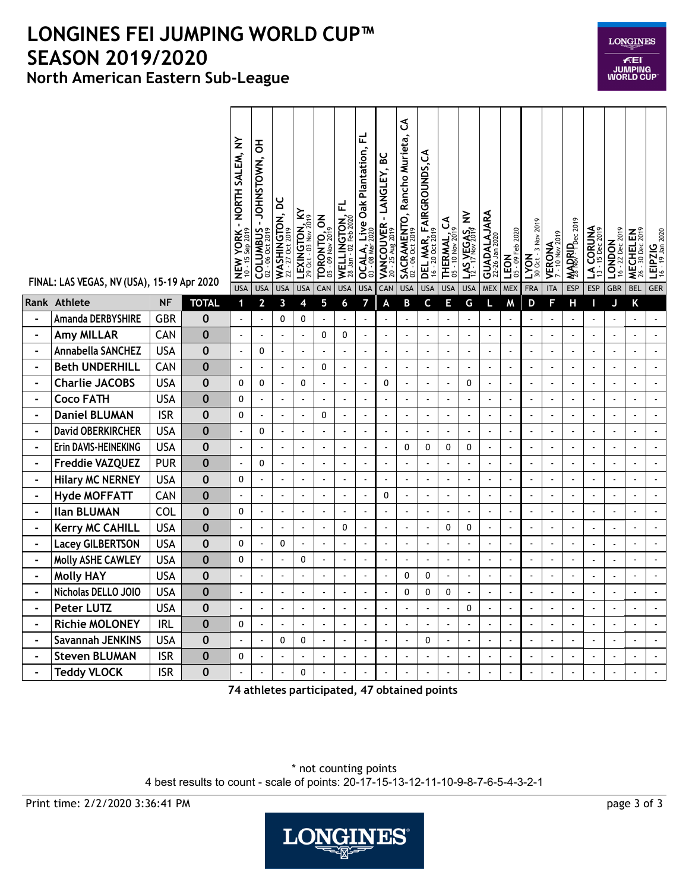# LONGINES FEI JUMPING WORLD CUP™
# SEASON 2019/2020
## North American Eastern Sub-League

FINAL: LAS VEGAS, NV (USA), 15-19 Apr 2020

| | | | | NEW YORK - NORTH SALEM, NY 10 - 15 Sep 2019 | COLUMBUS - JOHNSTOWN, OH 02 - 06 Oct 2019 | WASHINGTON, DC 22 - 27 Oct 2019 | LEXINGTON, KY 29 Oct - 03 Nov 2019 | TORONTO, ON 05 - 09 Nov 2019 | WELLINGTON, FL 28 Jan - 02 Feb 2020 | OCALA, Live Oak Plantation, FL 03 - 08 Mar 2020 | VANCOUVER - LANGLEY, BC 20 - 25 Aug 2019 | SACRAMENTO, Rancho Murieta, CA 02 - 06 Oct 2019 | DEL MAR, FAIRGROUNDS,CA 16 - 20 Oct 2019 | THERMAL, CA 05 - 10 Nov 2019 | LAS VEGAS, NV 12 - 17 Nov 2019 | GUADALAJARA 22-26 Jan 2020 | LEON 05 - 09 Feb 2020 | LYON 30 Oct - 3 Nov 2019 | VERONA 7 - 10 Nov 2019 | MADRID 28 Nov - 1 Dec 2019 | LA CORUNA 13 - 15 Dec 2019 | LONDON 16 - 22 Dec 2019 | MECHELEN 26 - 30 Dec 2019 | LEIPZIG 16 - 19 Jan 2020 |
|---|---|---|---|---|---|---|---|---|---|---|---|---|---|---|---|---|---|---|---|---|---|---|---|---|
| | | | | USA | USA | USA | USA | CAN | USA | USA | CAN | USA | USA | USA | USA | MEX | MEX | FRA | ITA | ESP | ESP | GBR | BEL | GER |
| **Rank** | **Athlete** | **NF** | **TOTAL** | **1** | **2** | **3** | **4** | **5** | **6** | **7** | **A** | **B** | **C** | **E** | **G** | **L** | **M** | **D** | **F** | **H** | **I** | **J** | **K** | |
| - | Amanda DERBYSHIRE | GBR | **0** | - | - | 0 | 0 | - | - | - | - | - | - | - | - | - | - | - | - | - | - | - | - | - |
| - | Amy MILLAR | CAN | **0** | - | - | - | - | 0 | 0 | - | - | - | - | - | - | - | - | - | - | - | - | - | - | - |
| - | Annabella SANCHEZ | USA | **0** | - | 0 | - | - | - | - | - | - | - | - | - | - | - | - | - | - | - | - | - | - | - |
| - | Beth UNDERHILL | CAN | **0** | - | - | - | - | 0 | - | - | - | - | - | - | - | - | - | - | - | - | - | - | - | - |
| - | Charlie JACOBS | USA | **0** | 0 | 0 | - | 0 | - | - | - | 0 | - | - | - | 0 | - | - | - | - | - | - | - | - | - |
| - | Coco FATH | USA | **0** | 0 | - | - | - | - | - | - | - | - | - | - | - | - | - | - | - | - | - | - | - | - |
| - | Daniel BLUMAN | ISR | **0** | 0 | - | - | - | 0 | - | - | - | - | - | - | - | - | - | - | - | - | - | - | - | - |
| - | David OBERKIRCHER | USA | **0** | - | 0 | - | - | - | - | - | - | - | - | - | - | - | - | - | - | - | - | - | - | - |
| - | Erin DAVIS-HEINEKING | USA | **0** | - | - | - | - | - | - | - | - | 0 | 0 | 0 | 0 | - | - | - | - | - | - | - | - | - |
| - | Freddie VAZQUEZ | PUR | **0** | - | 0 | - | - | - | - | - | - | - | - | - | - | - | - | - | - | - | - | - | - | - |
| - | Hilary MC NERNEY | USA | **0** | 0 | - | - | - | - | - | - | - | - | - | - | - | - | - | - | - | - | - | - | - | - |
| - | Hyde MOFFATT | CAN | **0** | - | - | - | - | - | - | - | 0 | - | - | - | - | - | - | - | - | - | - | - | - | - |
| - | Ilan BLUMAN | COL | **0** | 0 | - | - | - | - | - | - | - | - | - | - | - | - | - | - | - | - | - | - | - | - |
| - | Kerry MC CAHILL | USA | **0** | - | - | - | - | - | 0 | - | - | - | - | 0 | 0 | - | - | - | - | - | - | - | - | - |
| - | Lacey GILBERTSON | USA | **0** | 0 | - | 0 | - | - | - | - | - | - | - | - | - | - | - | - | - | - | - | - | - | - |
| - | Molly ASHE CAWLEY | USA | **0** | 0 | - | - | 0 | - | - | - | - | - | - | - | - | - | - | - | - | - | - | - | - | - |
| - | Molly HAY | USA | **0** | - | - | - | - | - | - | - | - | 0 | 0 | - | - | - | - | - | - | - | - | - | - | - |
| - | Nicholas DELLO JOIO | USA | **0** | - | - | - | - | - | - | - | - | 0 | 0 | 0 | - | - | - | - | - | - | - | - | - | - |
| - | Peter LUTZ | USA | **0** | - | - | - | - | - | - | - | - | - | - | - | 0 | - | - | - | - | - | - | - | - | - |
| - | Richie MOLONEY | IRL | **0** | 0 | - | - | - | - | - | - | - | - | - | - | - | - | - | - | - | - | - | - | - | - |
| - | Savannah JENKINS | USA | **0** | - | - | 0 | 0 | - | - | - | - | - | 0 | - | - | - | - | - | - | - | - | - | - | - |
| - | Steven BLUMAN | ISR | **0** | 0 | - | - | - | - | - | - | - | - | - | - | - | - | - | - | - | - | - | - | - | - |
| - | Teddy VLOCK | ISR | **0** | - | - | - | 0 | - | - | - | - | - | - | - | - | - | - | - | - | - | - | - | - | - |

**74 athletes participated, 47 obtained points**

\* not counting points

4 best results to count - scale of points: 20-17-15-13-12-11-10-9-8-7-6-5-4-3-2-1

Print time: 2/2/2020 3:36:41 PM